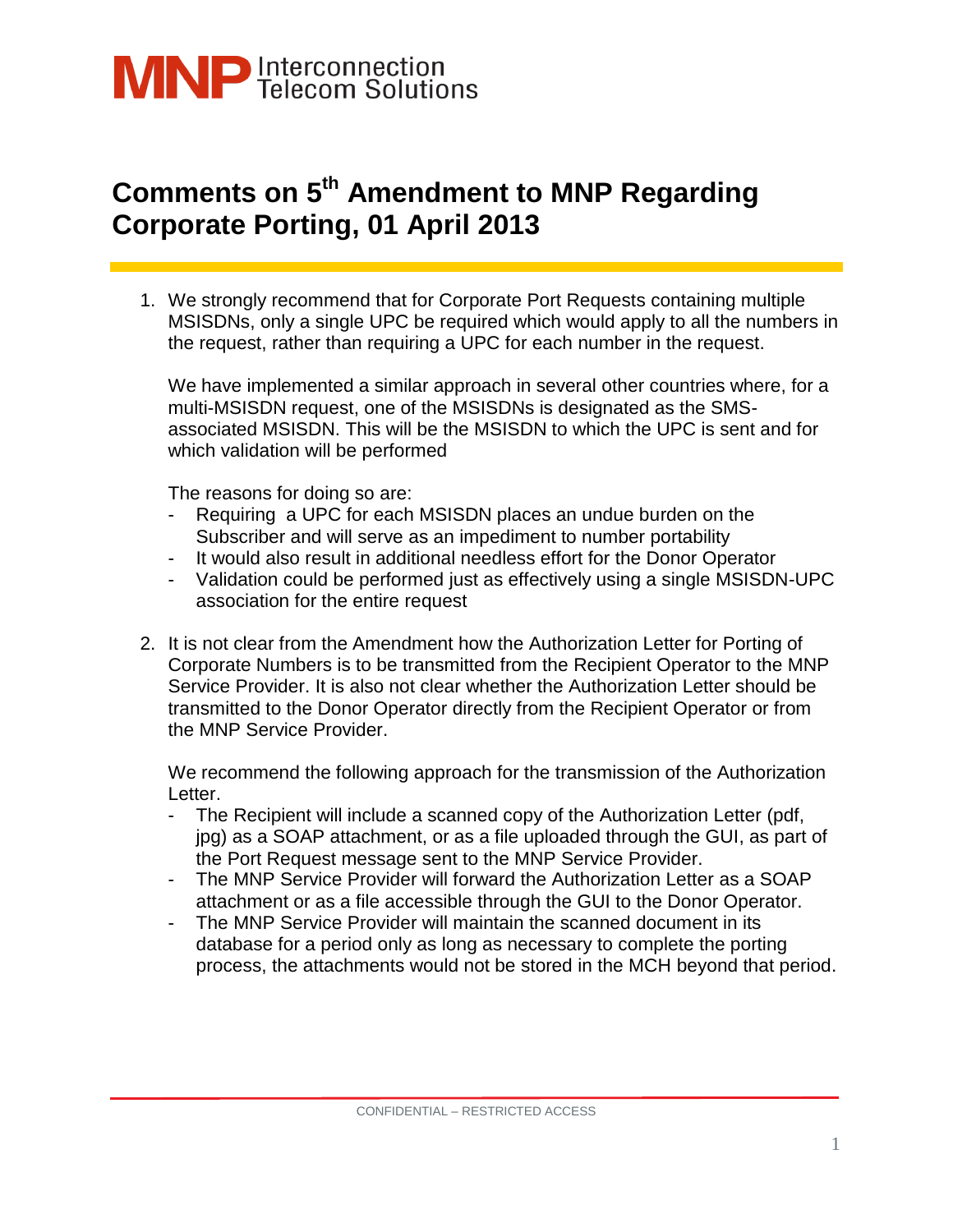**MNP** Interconnection Telecom Solutions

# Comments on 5th Amendment to MNP Regarding Corporate Porting, 01 April 2013

1. We strongly recommend that for Corporate Port Requests containing multiple MSISDNs, only a single UPC be required which would apply to all the numbers in the request, rather than requiring a UPC for each number in the request.

   We have implemented a similar approach in several other countries where, for a multi-MSISDN request, one of the MSISDNs is designated as the SMS-associated MSISDN. This will be the MSISDN to which the UPC is sent and for which validation will be performed

   The reasons for doing so are:
   - Requiring a UPC for each MSISDN places an undue burden on the Subscriber and will serve as an impediment to number portability
   - It would also result in additional needless effort for the Donor Operator
   - Validation could be performed just as effectively using a single MSISDN-UPC association for the entire request

2. It is not clear from the Amendment how the Authorization Letter for Porting of Corporate Numbers is to be transmitted from the Recipient Operator to the MNP Service Provider. It is also not clear whether the Authorization Letter should be transmitted to the Donor Operator directly from the Recipient Operator or from the MNP Service Provider.

   We recommend the following approach for the transmission of the Authorization Letter.
   - The Recipient will include a scanned copy of the Authorization Letter (pdf, jpg) as a SOAP attachment, or as a file uploaded through the GUI, as part of the Port Request message sent to the MNP Service Provider.
   - The MNP Service Provider will forward the Authorization Letter as a SOAP attachment or as a file accessible through the GUI to the Donor Operator.
   - The MNP Service Provider will maintain the scanned document in its database for a period only as long as necessary to complete the porting process, the attachments would not be stored in the MCH beyond that period.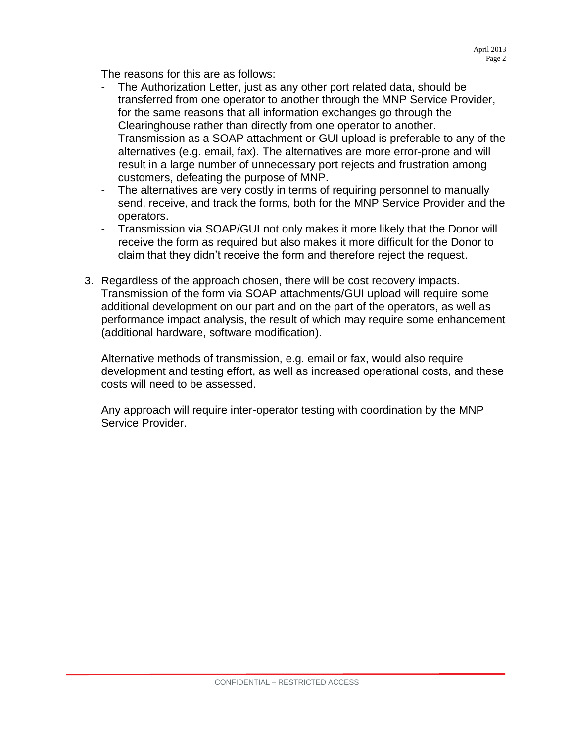The reasons for this are as follows:

- The Authorization Letter, just as any other port related data, should be transferred from one operator to another through the MNP Service Provider, for the same reasons that all information exchanges go through the Clearinghouse rather than directly from one operator to another.
- Transmission as a SOAP attachment or GUI upload is preferable to any of the alternatives (e.g. email, fax). The alternatives are more error-prone and will result in a large number of unnecessary port rejects and frustration among customers, defeating the purpose of MNP.
- The alternatives are very costly in terms of requiring personnel to manually send, receive, and track the forms, both for the MNP Service Provider and the operators.
- Transmission via SOAP/GUI not only makes it more likely that the Donor will receive the form as required but also makes it more difficult for the Donor to claim that they didn't receive the form and therefore reject the request.

3. Regardless of the approach chosen, there will be cost recovery impacts. Transmission of the form via SOAP attachments/GUI upload will require some additional development on our part and on the part of the operators, as well as performance impact analysis, the result of which may require some enhancement (additional hardware, software modification).

   Alternative methods of transmission, e.g. email or fax, would also require development and testing effort, as well as increased operational costs, and these costs will need to be assessed.

   Any approach will require inter-operator testing with coordination by the MNP Service Provider.